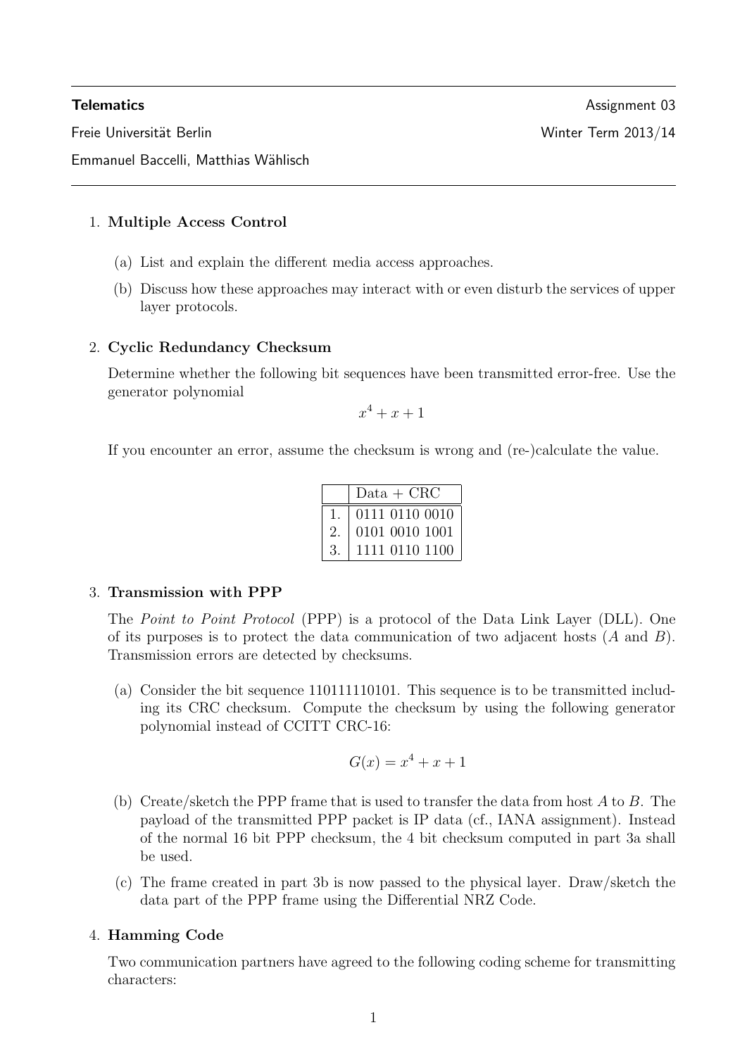**Telematics** | Assignment 03

Freie Universität Berlin | Winter Term 2013/14

Emmanuel Baccelli, Matthias Wählisch

---

1. **Multiple Access Control**

   (a) List and explain the different media access approaches.

   (b) Discuss how these approaches may interact with or even disturb the services of upper layer protocols.

2. **Cyclic Redundancy Checksum**

   Determine whether the following bit sequences have been transmitted error-free. Use the generator polynomial

   $$x^4 + x + 1$$

   If you encounter an error, assume the checksum is wrong and (re-)calculate the value.

   | | Data + CRC |
   |---|---|
   | 1. | 0111 0110 0010 |
   | 2. | 0101 0010 1001 |
   | 3. | 1111 0110 1100 |

3. **Transmission with PPP**

   The *Point to Point Protocol* (PPP) is a protocol of the Data Link Layer (DLL). One of its purposes is to protect the data communication of two adjacent hosts ($A$ and $B$). Transmission errors are detected by checksums.

   (a) Consider the bit sequence 110111110101. This sequence is to be transmitted including its CRC checksum. Compute the checksum by using the following generator polynomial instead of CCITT CRC-16:

   $$G(x) = x^4 + x + 1$$

   (b) Create/sketch the PPP frame that is used to transfer the data from host $A$ to $B$. The payload of the transmitted PPP packet is IP data (cf., IANA assignment). Instead of the normal 16 bit PPP checksum, the 4 bit checksum computed in part 3a shall be used.

   (c) The frame created in part 3b is now passed to the physical layer. Draw/sketch the data part of the PPP frame using the Differential NRZ Code.

4. **Hamming Code**

   Two communication partners have agreed to the following coding scheme for transmitting characters: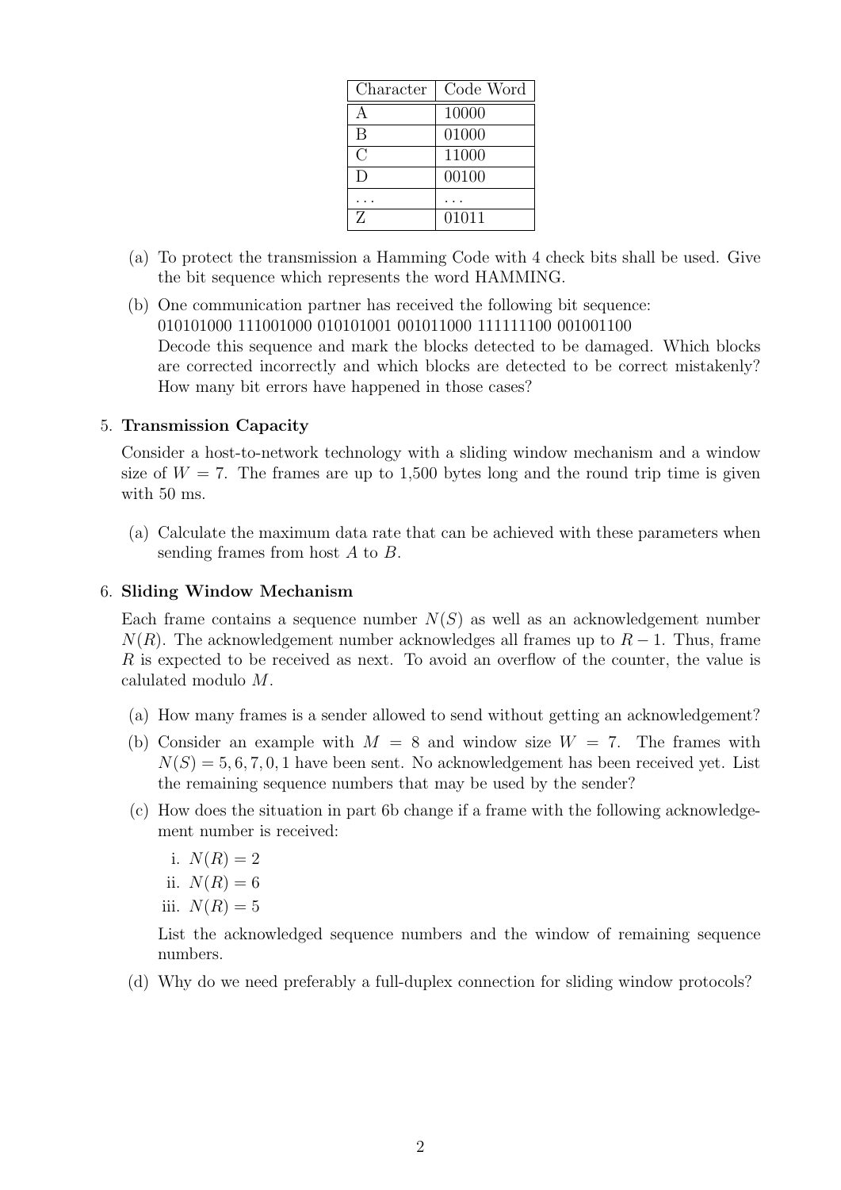| Character | Code Word |
|---|---|
| A | 10000 |
| B | 01000 |
| C | 11000 |
| D | 00100 |
| ... | ... |
| Z | 01011 |

(a) To protect the transmission a Hamming Code with 4 check bits shall be used. Give the bit sequence which represents the word HAMMING.

(b) One communication partner has received the following bit sequence:
010101000 111001000 010101001 001011000 111111100 001001100
Decode this sequence and mark the blocks detected to be damaged. Which blocks are corrected incorrectly and which blocks are detected to be correct mistakenly? How many bit errors have happened in those cases?

5. **Transmission Capacity**

Consider a host-to-network technology with a sliding window mechanism and a window size of $W = 7$. The frames are up to 1,500 bytes long and the round trip time is given with 50 ms.

(a) Calculate the maximum data rate that can be achieved with these parameters when sending frames from host $A$ to $B$.

6. **Sliding Window Mechanism**

Each frame contains a sequence number $N(S)$ as well as an acknowledgement number $N(R)$. The acknowledgement number acknowledges all frames up to $R - 1$. Thus, frame $R$ is expected to be received as next. To avoid an overflow of the counter, the value is calulated modulo $M$.

(a) How many frames is a sender allowed to send without getting an acknowledgement?

(b) Consider an example with $M = 8$ and window size $W = 7$. The frames with $N(S) = 5, 6, 7, 0, 1$ have been sent. No acknowledgement has been received yet. List the remaining sequence numbers that may be used by the sender?

(c) How does the situation in part 6b change if a frame with the following acknowledgement number is received:

i. $N(R) = 2$

ii. $N(R) = 6$

iii. $N(R) = 5$

List the acknowledged sequence numbers and the window of remaining sequence numbers.

(d) Why do we need preferably a full-duplex connection for sliding window protocols?